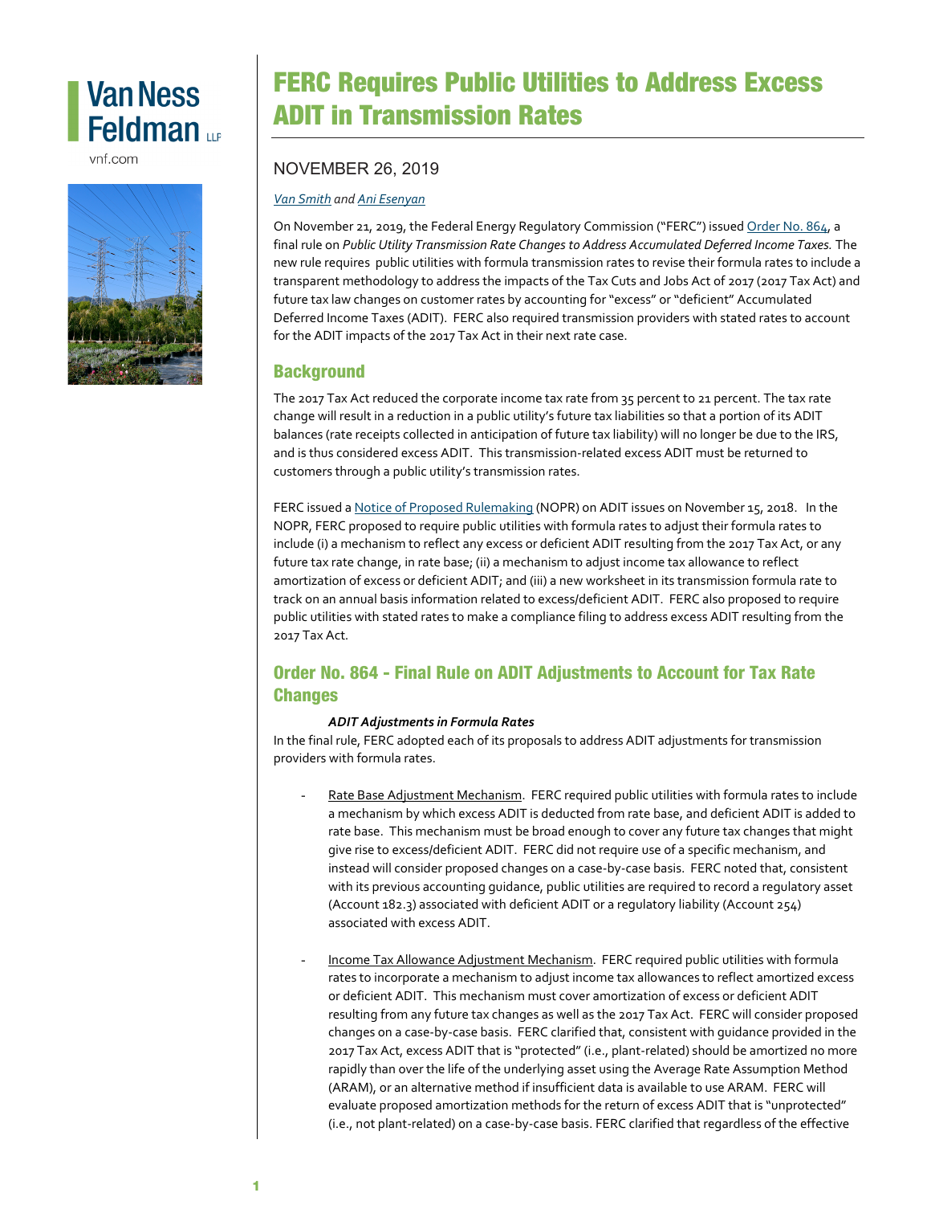Van Ness Feldman LLP

vnf.com

# FERC Requires Public Utilities to Address Excess ADIT in Transmission Rates

NOVEMBER 26, 2019

*Van Smith and Ani Esenyan*

On November 21, 2019, the Federal Energy Regulatory Commission ("FERC") issued Order No. 864, a final rule on *Public Utility Transmission Rate Changes to Address Accumulated Deferred Income Taxes.* The new rule requires public utilities with formula transmission rates to revise their formula rates to include a transparent methodology to address the impacts of the Tax Cuts and Jobs Act of 2017 (2017 Tax Act) and future tax law changes on customer rates by accounting for "excess" or "deficient" Accumulated Deferred Income Taxes (ADIT). FERC also required transmission providers with stated rates to account for the ADIT impacts of the 2017 Tax Act in their next rate case.

## Background

The 2017 Tax Act reduced the corporate income tax rate from 35 percent to 21 percent. The tax rate change will result in a reduction in a public utility's future tax liabilities so that a portion of its ADIT balances (rate receipts collected in anticipation of future tax liability) will no longer be due to the IRS, and is thus considered excess ADIT. This transmission-related excess ADIT must be returned to customers through a public utility's transmission rates.

FERC issued a Notice of Proposed Rulemaking (NOPR) on ADIT issues on November 15, 2018. In the NOPR, FERC proposed to require public utilities with formula rates to adjust their formula rates to include (i) a mechanism to reflect any excess or deficient ADIT resulting from the 2017 Tax Act, or any future tax rate change, in rate base; (ii) a mechanism to adjust income tax allowance to reflect amortization of excess or deficient ADIT; and (iii) a new worksheet in its transmission formula rate to track on an annual basis information related to excess/deficient ADIT. FERC also proposed to require public utilities with stated rates to make a compliance filing to address excess ADIT resulting from the 2017 Tax Act.

## Order No. 864 - Final Rule on ADIT Adjustments to Account for Tax Rate Changes

***ADIT Adjustments in Formula Rates***

In the final rule, FERC adopted each of its proposals to address ADIT adjustments for transmission providers with formula rates.

- Rate Base Adjustment Mechanism. FERC required public utilities with formula rates to include a mechanism by which excess ADIT is deducted from rate base, and deficient ADIT is added to rate base. This mechanism must be broad enough to cover any future tax changes that might give rise to excess/deficient ADIT. FERC did not require use of a specific mechanism, and instead will consider proposed changes on a case-by-case basis. FERC noted that, consistent with its previous accounting guidance, public utilities are required to record a regulatory asset (Account 182.3) associated with deficient ADIT or a regulatory liability (Account 254) associated with excess ADIT.

- Income Tax Allowance Adjustment Mechanism. FERC required public utilities with formula rates to incorporate a mechanism to adjust income tax allowances to reflect amortized excess or deficient ADIT. This mechanism must cover amortization of excess or deficient ADIT resulting from any future tax changes as well as the 2017 Tax Act. FERC will consider proposed changes on a case-by-case basis. FERC clarified that, consistent with guidance provided in the 2017 Tax Act, excess ADIT that is "protected" (i.e., plant-related) should be amortized no more rapidly than over the life of the underlying asset using the Average Rate Assumption Method (ARAM), or an alternative method if insufficient data is available to use ARAM. FERC will evaluate proposed amortization methods for the return of excess ADIT that is "unprotected" (i.e., not plant-related) on a case-by-case basis. FERC clarified that regardless of the effective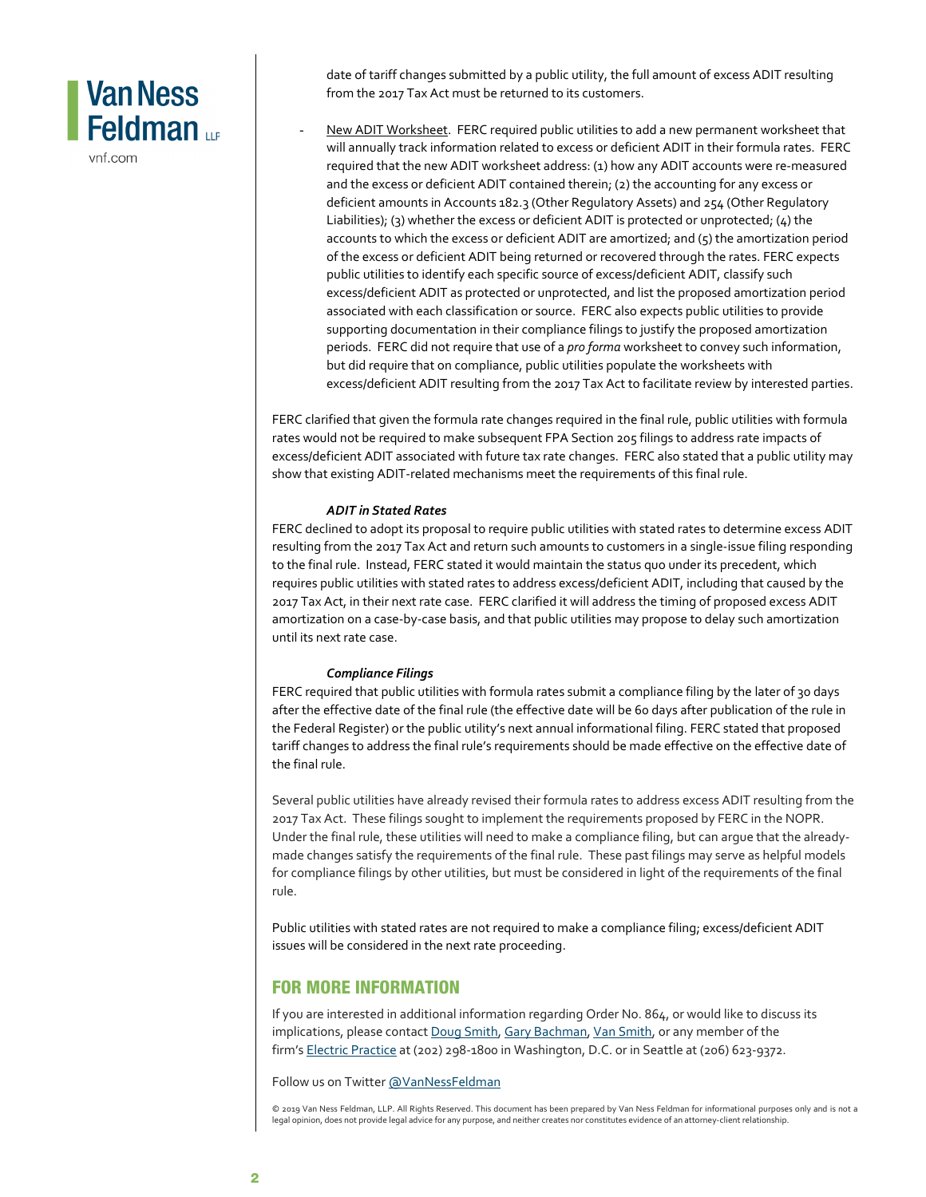date of tariff changes submitted by a public utility, the full amount of excess ADIT resulting from the 2017 Tax Act must be returned to its customers.

- New ADIT Worksheet. FERC required public utilities to add a new permanent worksheet that will annually track information related to excess or deficient ADIT in their formula rates. FERC required that the new ADIT worksheet address: (1) how any ADIT accounts were re-measured and the excess or deficient ADIT contained therein; (2) the accounting for any excess or deficient amounts in Accounts 182.3 (Other Regulatory Assets) and 254 (Other Regulatory Liabilities); (3) whether the excess or deficient ADIT is protected or unprotected; (4) the accounts to which the excess or deficient ADIT are amortized; and (5) the amortization period of the excess or deficient ADIT being returned or recovered through the rates. FERC expects public utilities to identify each specific source of excess/deficient ADIT, classify such excess/deficient ADIT as protected or unprotected, and list the proposed amortization period associated with each classification or source. FERC also expects public utilities to provide supporting documentation in their compliance filings to justify the proposed amortization periods. FERC did not require that use of a *pro forma* worksheet to convey such information, but did require that on compliance, public utilities populate the worksheets with excess/deficient ADIT resulting from the 2017 Tax Act to facilitate review by interested parties.

FERC clarified that given the formula rate changes required in the final rule, public utilities with formula rates would not be required to make subsequent FPA Section 205 filings to address rate impacts of excess/deficient ADIT associated with future tax rate changes. FERC also stated that a public utility may show that existing ADIT-related mechanisms meet the requirements of this final rule.

***ADIT in Stated Rates***

FERC declined to adopt its proposal to require public utilities with stated rates to determine excess ADIT resulting from the 2017 Tax Act and return such amounts to customers in a single-issue filing responding to the final rule. Instead, FERC stated it would maintain the status quo under its precedent, which requires public utilities with stated rates to address excess/deficient ADIT, including that caused by the 2017 Tax Act, in their next rate case. FERC clarified it will address the timing of proposed excess ADIT amortization on a case-by-case basis, and that public utilities may propose to delay such amortization until its next rate case.

***Compliance Filings***

FERC required that public utilities with formula rates submit a compliance filing by the later of 30 days after the effective date of the final rule (the effective date will be 60 days after publication of the rule in the Federal Register) or the public utility's next annual informational filing. FERC stated that proposed tariff changes to address the final rule's requirements should be made effective on the effective date of the final rule.

Several public utilities have already revised their formula rates to address excess ADIT resulting from the 2017 Tax Act. These filings sought to implement the requirements proposed by FERC in the NOPR. Under the final rule, these utilities will need to make a compliance filing, but can argue that the already-made changes satisfy the requirements of the final rule. These past filings may serve as helpful models for compliance filings by other utilities, but must be considered in light of the requirements of the final rule.

Public utilities with stated rates are not required to make a compliance filing; excess/deficient ADIT issues will be considered in the next rate proceeding.

## FOR MORE INFORMATION

If you are interested in additional information regarding Order No. 864, or would like to discuss its implications, please contact Doug Smith, Gary Bachman, Van Smith, or any member of the firm's Electric Practice at (202) 298-1800 in Washington, D.C. or in Seattle at (206) 623-9372.

Follow us on Twitter @VanNessFeldman

© 2019 Van Ness Feldman, LLP. All Rights Reserved. This document has been prepared by Van Ness Feldman for informational purposes only and is not a legal opinion, does not provide legal advice for any purpose, and neither creates nor constitutes evidence of an attorney-client relationship.